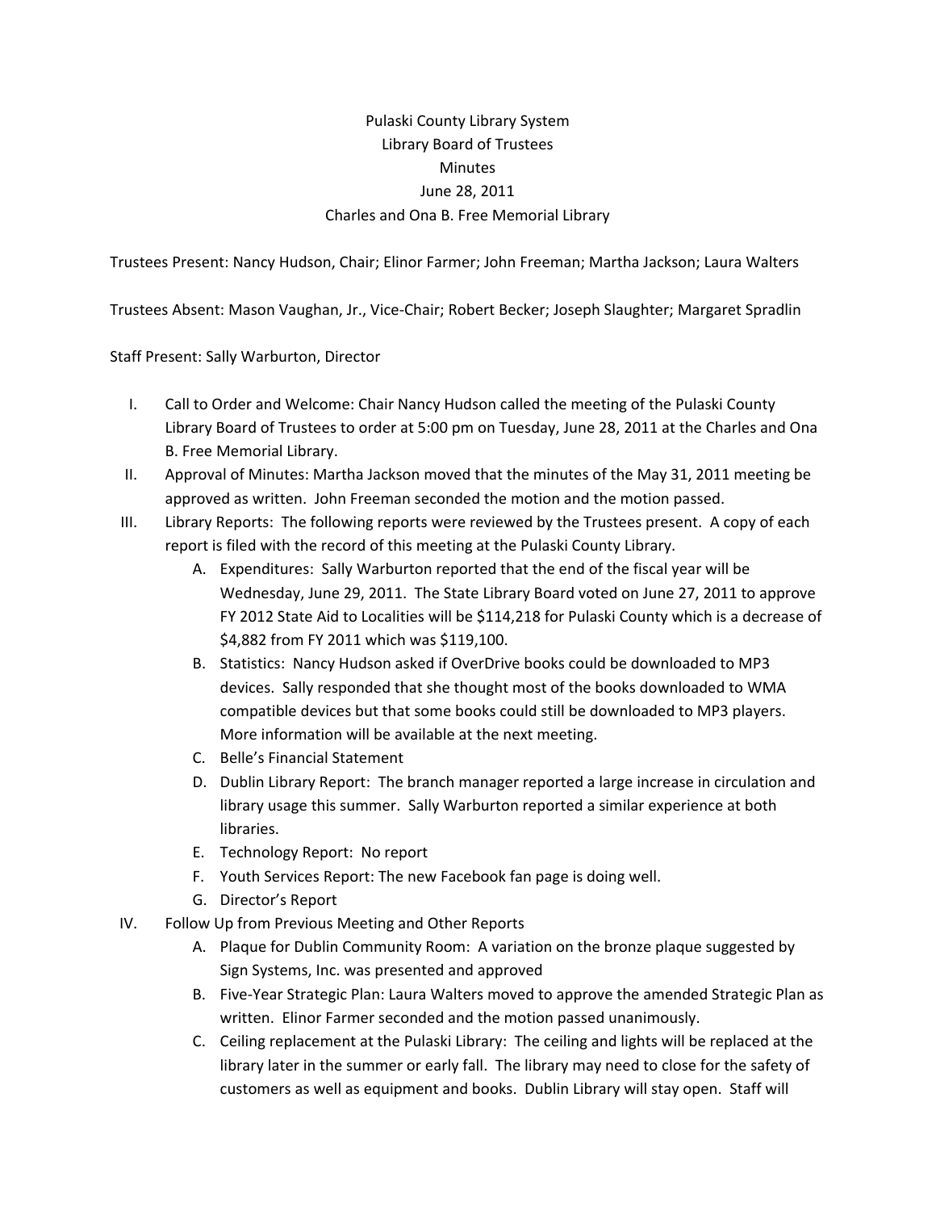# Pulaski County Library System
## Library Board of Trustees
## Minutes
## June 28, 2011
## Charles and Ona B. Free Memorial Library

Trustees Present: Nancy Hudson, Chair; Elinor Farmer; John Freeman; Martha Jackson; Laura Walters

Trustees Absent: Mason Vaughan, Jr., Vice-Chair; Robert Becker; Joseph Slaughter; Margaret Spradlin

Staff Present: Sally Warburton, Director

I. Call to Order and Welcome: Chair Nancy Hudson called the meeting of the Pulaski County Library Board of Trustees to order at 5:00 pm on Tuesday, June 28, 2011 at the Charles and Ona B. Free Memorial Library.

II. Approval of Minutes: Martha Jackson moved that the minutes of the May 31, 2011 meeting be approved as written. John Freeman seconded the motion and the motion passed.

III. Library Reports: The following reports were reviewed by the Trustees present. A copy of each report is filed with the record of this meeting at the Pulaski County Library.
   - A. Expenditures: Sally Warburton reported that the end of the fiscal year will be Wednesday, June 29, 2011. The State Library Board voted on June 27, 2011 to approve FY 2012 State Aid to Localities will be $114,218 for Pulaski County which is a decrease of $4,882 from FY 2011 which was $119,100.
   - B. Statistics: Nancy Hudson asked if OverDrive books could be downloaded to MP3 devices. Sally responded that she thought most of the books downloaded to WMA compatible devices but that some books could still be downloaded to MP3 players. More information will be available at the next meeting.
   - C. Belle's Financial Statement
   - D. Dublin Library Report: The branch manager reported a large increase in circulation and library usage this summer. Sally Warburton reported a similar experience at both libraries.
   - E. Technology Report: No report
   - F. Youth Services Report: The new Facebook fan page is doing well.
   - G. Director's Report

IV. Follow Up from Previous Meeting and Other Reports
   - A. Plaque for Dublin Community Room: A variation on the bronze plaque suggested by Sign Systems, Inc. was presented and approved
   - B. Five-Year Strategic Plan: Laura Walters moved to approve the amended Strategic Plan as written. Elinor Farmer seconded and the motion passed unanimously.
   - C. Ceiling replacement at the Pulaski Library: The ceiling and lights will be replaced at the library later in the summer or early fall. The library may need to close for the safety of customers as well as equipment and books. Dublin Library will stay open. Staff will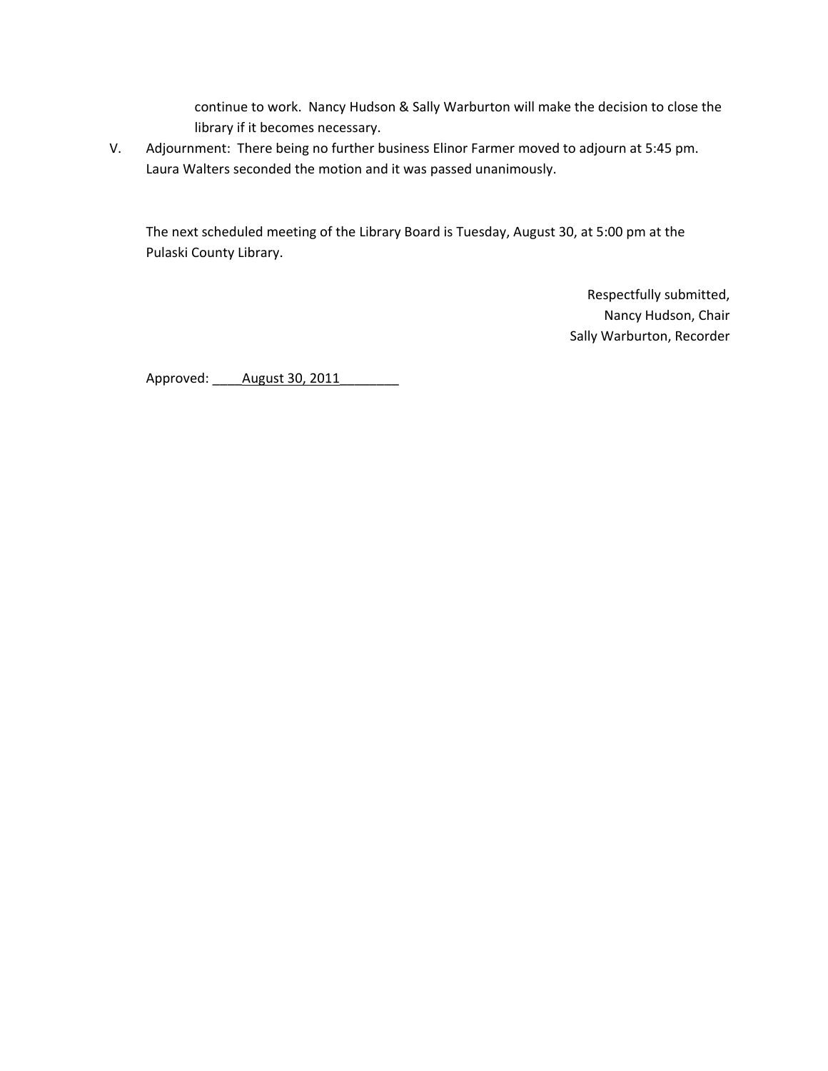continue to work. Nancy Hudson & Sally Warburton will make the decision to close the library if it becomes necessary.

V. Adjournment: There being no further business Elinor Farmer moved to adjourn at 5:45 pm. Laura Walters seconded the motion and it was passed unanimously.

The next scheduled meeting of the Library Board is Tuesday, August 30, at 5:00 pm at the Pulaski County Library.

Respectfully submitted,
Nancy Hudson, Chair
Sally Warburton, Recorder

Approved: ____August 30, 2011________